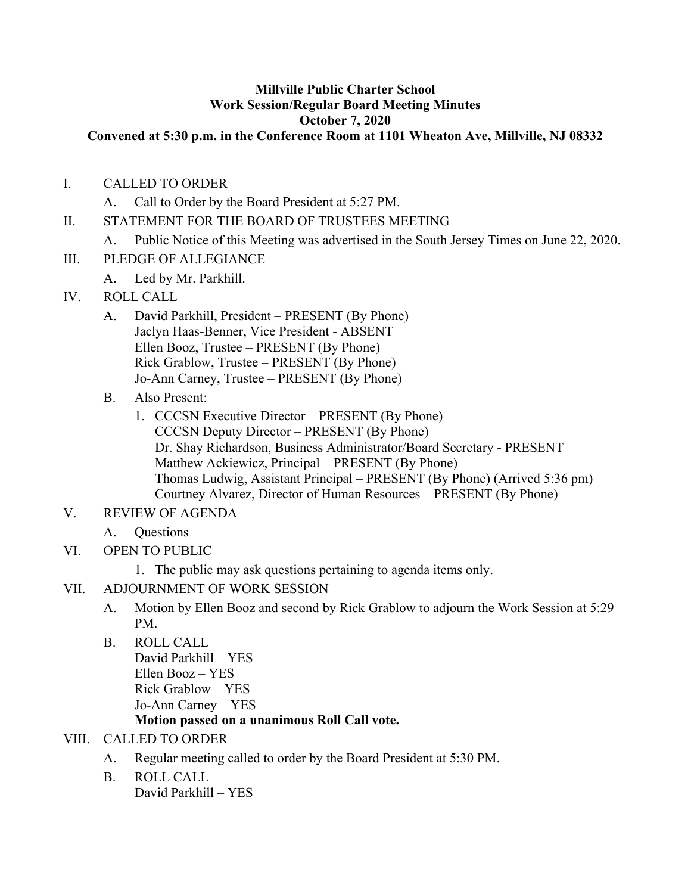**Millville Public Charter School**
**Work Session/Regular Board Meeting Minutes**
**October 7, 2020**
**Convened at 5:30 p.m. in the Conference Room at 1101 Wheaton Ave, Millville, NJ 08332**

I. CALLED TO ORDER
   A. Call to Order by the Board President at 5:27 PM.

II. STATEMENT FOR THE BOARD OF TRUSTEES MEETING
   A. Public Notice of this Meeting was advertised in the South Jersey Times on June 22, 2020.

III. PLEDGE OF ALLEGIANCE
   A. Led by Mr. Parkhill.

IV. ROLL CALL
   A. David Parkhill, President – PRESENT (By Phone)
      Jaclyn Haas-Benner, Vice President - ABSENT
      Ellen Booz, Trustee – PRESENT (By Phone)
      Rick Grablow, Trustee – PRESENT (By Phone)
      Jo-Ann Carney, Trustee – PRESENT (By Phone)
   B. Also Present:
      1. CCCSN Executive Director – PRESENT (By Phone)
         CCCSN Deputy Director – PRESENT (By Phone)
         Dr. Shay Richardson, Business Administrator/Board Secretary - PRESENT
         Matthew Ackiewicz, Principal – PRESENT (By Phone)
         Thomas Ludwig, Assistant Principal – PRESENT (By Phone) (Arrived 5:36 pm)
         Courtney Alvarez, Director of Human Resources – PRESENT (By Phone)

V. REVIEW OF AGENDA
   A. Questions

VI. OPEN TO PUBLIC
   1. The public may ask questions pertaining to agenda items only.

VII. ADJOURNMENT OF WORK SESSION
   A. Motion by Ellen Booz and second by Rick Grablow to adjourn the Work Session at 5:29 PM.
   B. ROLL CALL
      David Parkhill – YES
      Ellen Booz – YES
      Rick Grablow – YES
      Jo-Ann Carney – YES
      **Motion passed on a unanimous Roll Call vote.**

VIII. CALLED TO ORDER
   A. Regular meeting called to order by the Board President at 5:30 PM.
   B. ROLL CALL
      David Parkhill – YES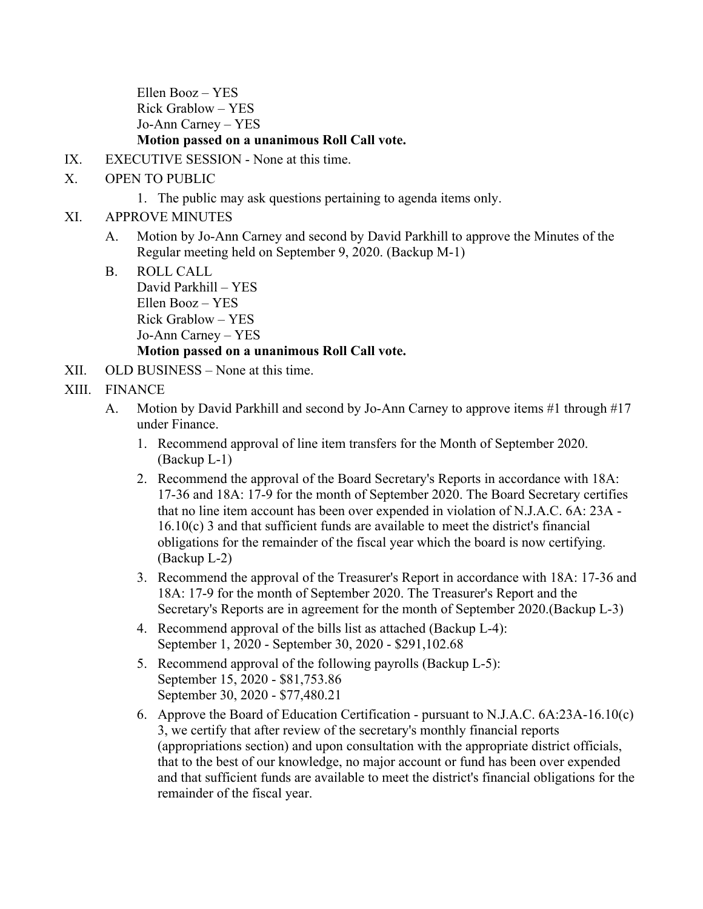Ellen Booz – YES
Rick Grablow – YES
Jo-Ann Carney – YES
**Motion passed on a unanimous Roll Call vote.**

IX. EXECUTIVE SESSION - None at this time.

X. OPEN TO PUBLIC

1. The public may ask questions pertaining to agenda items only.

XI. APPROVE MINUTES

A. Motion by Jo-Ann Carney and second by David Parkhill to approve the Minutes of the Regular meeting held on September 9, 2020. (Backup M-1)

B. ROLL CALL
David Parkhill – YES
Ellen Booz – YES
Rick Grablow – YES
Jo-Ann Carney – YES
**Motion passed on a unanimous Roll Call vote.**

XII. OLD BUSINESS – None at this time.

XIII. FINANCE

A. Motion by David Parkhill and second by Jo-Ann Carney to approve items #1 through #17 under Finance.

1. Recommend approval of line item transfers for the Month of September 2020. (Backup L-1)
2. Recommend the approval of the Board Secretary's Reports in accordance with 18A: 17-36 and 18A: 17-9 for the month of September 2020. The Board Secretary certifies that no line item account has been over expended in violation of N.J.A.C. 6A: 23A - 16.10(c) 3 and that sufficient funds are available to meet the district's financial obligations for the remainder of the fiscal year which the board is now certifying. (Backup L-2)
3. Recommend the approval of the Treasurer's Report in accordance with 18A: 17-36 and 18A: 17-9 for the month of September 2020. The Treasurer's Report and the Secretary's Reports are in agreement for the month of September 2020.(Backup L-3)
4. Recommend approval of the bills list as attached (Backup L-4):
September 1, 2020 - September 30, 2020 - $291,102.68
5. Recommend approval of the following payrolls (Backup L-5):
September 15, 2020 - $81,753.86
September 30, 2020 - $77,480.21
6. Approve the Board of Education Certification - pursuant to N.J.A.C. 6A:23A-16.10(c) 3, we certify that after review of the secretary's monthly financial reports (appropriations section) and upon consultation with the appropriate district officials, that to the best of our knowledge, no major account or fund has been over expended and that sufficient funds are available to meet the district's financial obligations for the remainder of the fiscal year.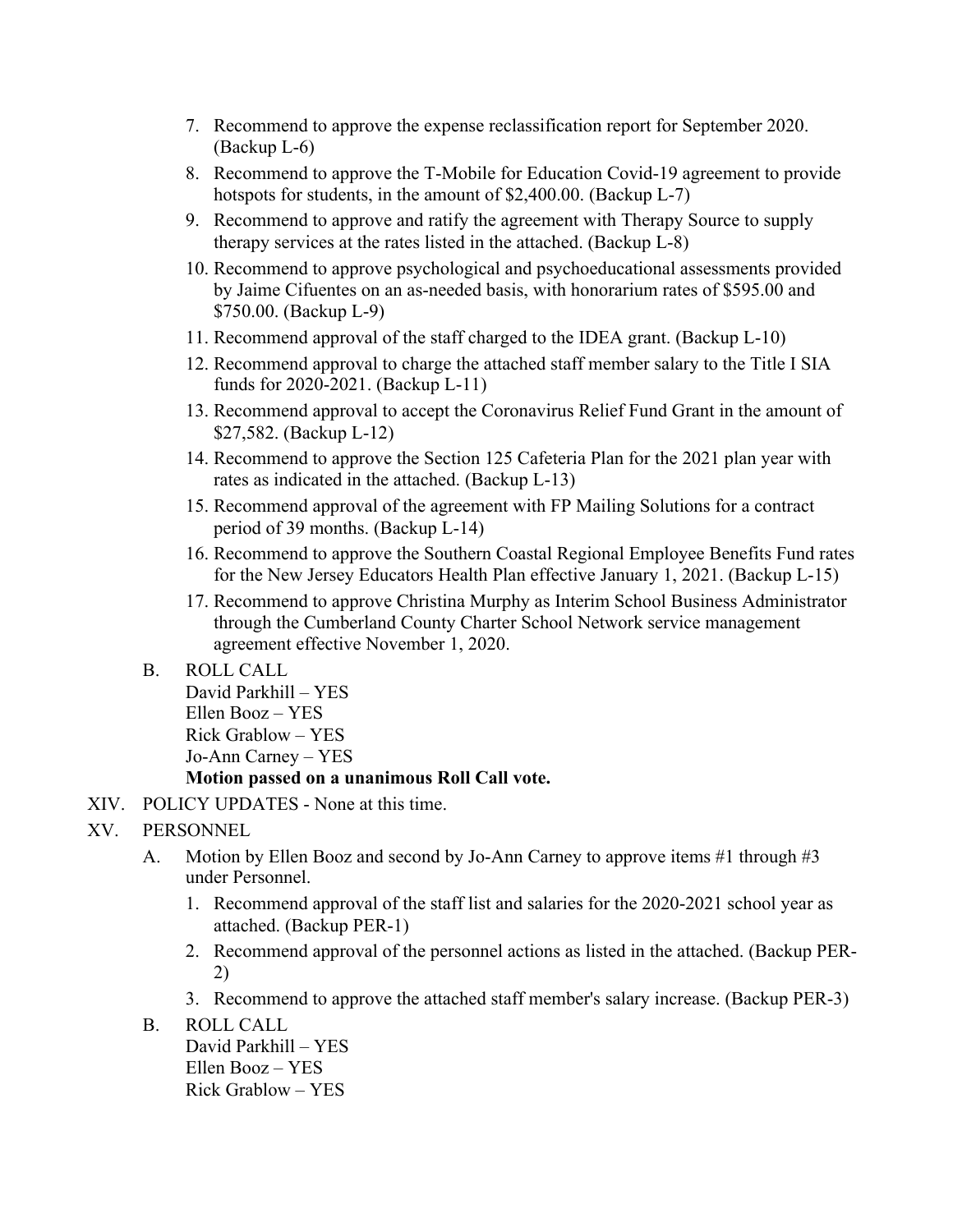7. Recommend to approve the expense reclassification report for September 2020. (Backup L-6)
8. Recommend to approve the T-Mobile for Education Covid-19 agreement to provide hotspots for students, in the amount of $2,400.00. (Backup L-7)
9. Recommend to approve and ratify the agreement with Therapy Source to supply therapy services at the rates listed in the attached. (Backup L-8)
10. Recommend to approve psychological and psychoeducational assessments provided by Jaime Cifuentes on an as-needed basis, with honorarium rates of $595.00 and $750.00. (Backup L-9)
11. Recommend approval of the staff charged to the IDEA grant. (Backup L-10)
12. Recommend approval to charge the attached staff member salary to the Title I SIA funds for 2020-2021. (Backup L-11)
13. Recommend approval to accept the Coronavirus Relief Fund Grant in the amount of $27,582. (Backup L-12)
14. Recommend to approve the Section 125 Cafeteria Plan for the 2021 plan year with rates as indicated in the attached. (Backup L-13)
15. Recommend approval of the agreement with FP Mailing Solutions for a contract period of 39 months. (Backup L-14)
16. Recommend to approve the Southern Coastal Regional Employee Benefits Fund rates for the New Jersey Educators Health Plan effective January 1, 2021. (Backup L-15)
17. Recommend to approve Christina Murphy as Interim School Business Administrator through the Cumberland County Charter School Network service management agreement effective November 1, 2020.

B. ROLL CALL
David Parkhill – YES
Ellen Booz – YES
Rick Grablow – YES
Jo-Ann Carney – YES
**Motion passed on a unanimous Roll Call vote.**

XIV. POLICY UPDATES - None at this time.

XV. PERSONNEL

A. Motion by Ellen Booz and second by Jo-Ann Carney to approve items #1 through #3 under Personnel.

1. Recommend approval of the staff list and salaries for the 2020-2021 school year as attached. (Backup PER-1)
2. Recommend approval of the personnel actions as listed in the attached. (Backup PER-2)
3. Recommend to approve the attached staff member's salary increase. (Backup PER-3)

B. ROLL CALL
David Parkhill – YES
Ellen Booz – YES
Rick Grablow – YES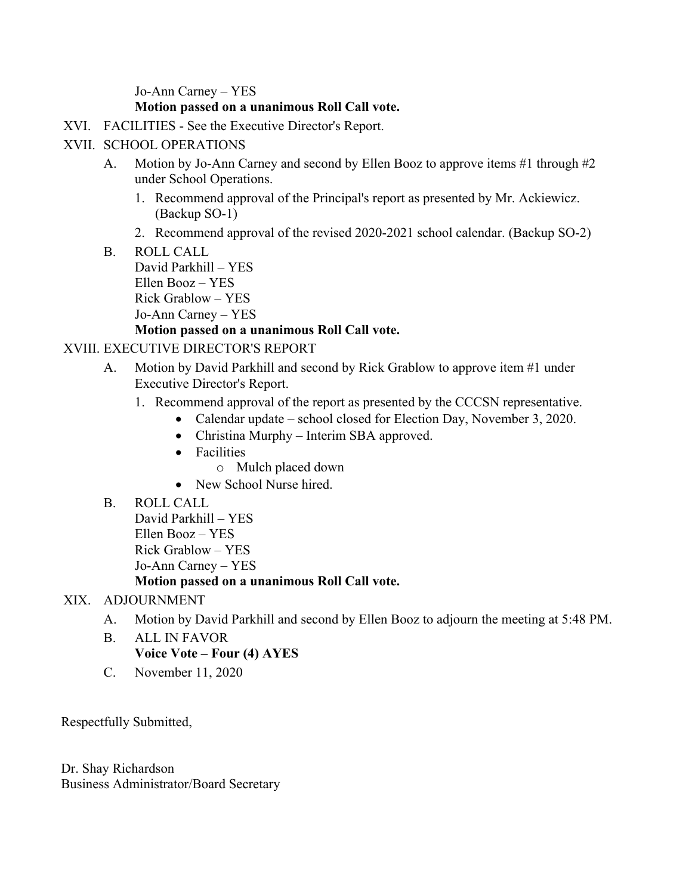Jo-Ann Carney – YES
**Motion passed on a unanimous Roll Call vote.**

XVI. FACILITIES - See the Executive Director's Report.

XVII. SCHOOL OPERATIONS

A. Motion by Jo-Ann Carney and second by Ellen Booz to approve items #1 through #2 under School Operations.

1. Recommend approval of the Principal's report as presented by Mr. Ackiewicz. (Backup SO-1)
2. Recommend approval of the revised 2020-2021 school calendar. (Backup SO-2)

B. ROLL CALL
David Parkhill – YES
Ellen Booz – YES
Rick Grablow – YES
Jo-Ann Carney – YES
**Motion passed on a unanimous Roll Call vote.**

XVIII. EXECUTIVE DIRECTOR'S REPORT

A. Motion by David Parkhill and second by Rick Grablow to approve item #1 under Executive Director's Report.

1. Recommend approval of the report as presented by the CCCSN representative.
   - Calendar update – school closed for Election Day, November 3, 2020.
   - Christina Murphy – Interim SBA approved.
   - Facilities
     - Mulch placed down
   - New School Nurse hired.

B. ROLL CALL
David Parkhill – YES
Ellen Booz – YES
Rick Grablow – YES
Jo-Ann Carney – YES
**Motion passed on a unanimous Roll Call vote.**

XIX. ADJOURNMENT

A. Motion by David Parkhill and second by Ellen Booz to adjourn the meeting at 5:48 PM.

B. ALL IN FAVOR
**Voice Vote – Four (4) AYES**

C. November 11, 2020

Respectfully Submitted,

Dr. Shay Richardson
Business Administrator/Board Secretary